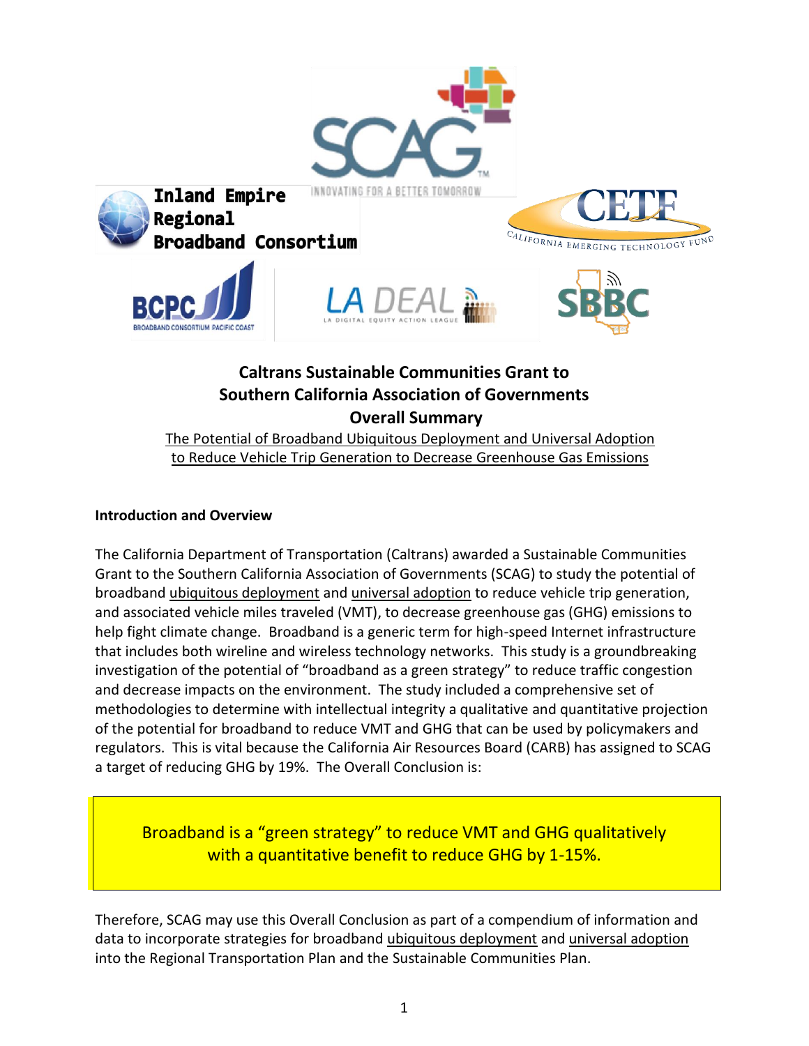SCAG
INNOVATING FOR A BETTER TOMORROW

Inland Empire Regional Broadband Consortium

CETF
CALIFORNIA EMERGING TECHNOLOGY FUND

BCPC
BROADBAND CONSORTIUM PACIFIC COAST

LA DEAL
LA DIGITAL EQUITY ACTION LEAGUE

SBBC

# Caltrans Sustainable Communities Grant to Southern California Association of Governments Overall Summary

<u>The Potential of Broadband Ubiquitous Deployment and Universal Adoption to Reduce Vehicle Trip Generation to Decrease Greenhouse Gas Emissions</u>

## Introduction and Overview

The California Department of Transportation (Caltrans) awarded a Sustainable Communities Grant to the Southern California Association of Governments (SCAG) to study the potential of broadband <u>ubiquitous deployment</u> and <u>universal adoption</u> to reduce vehicle trip generation, and associated vehicle miles traveled (VMT), to decrease greenhouse gas (GHG) emissions to help fight climate change. Broadband is a generic term for high-speed Internet infrastructure that includes both wireline and wireless technology networks. This study is a groundbreaking investigation of the potential of "broadband as a green strategy" to reduce traffic congestion and decrease impacts on the environment. The study included a comprehensive set of methodologies to determine with intellectual integrity a qualitative and quantitative projection of the potential for broadband to reduce VMT and GHG that can be used by policymakers and regulators. This is vital because the California Air Resources Board (CARB) has assigned to SCAG a target of reducing GHG by 19%. The Overall Conclusion is:

> Broadband is a "green strategy" to reduce VMT and GHG qualitatively with a quantitative benefit to reduce GHG by 1-15%.

Therefore, SCAG may use this Overall Conclusion as part of a compendium of information and data to incorporate strategies for broadband <u>ubiquitous deployment</u> and <u>universal adoption</u> into the Regional Transportation Plan and the Sustainable Communities Plan.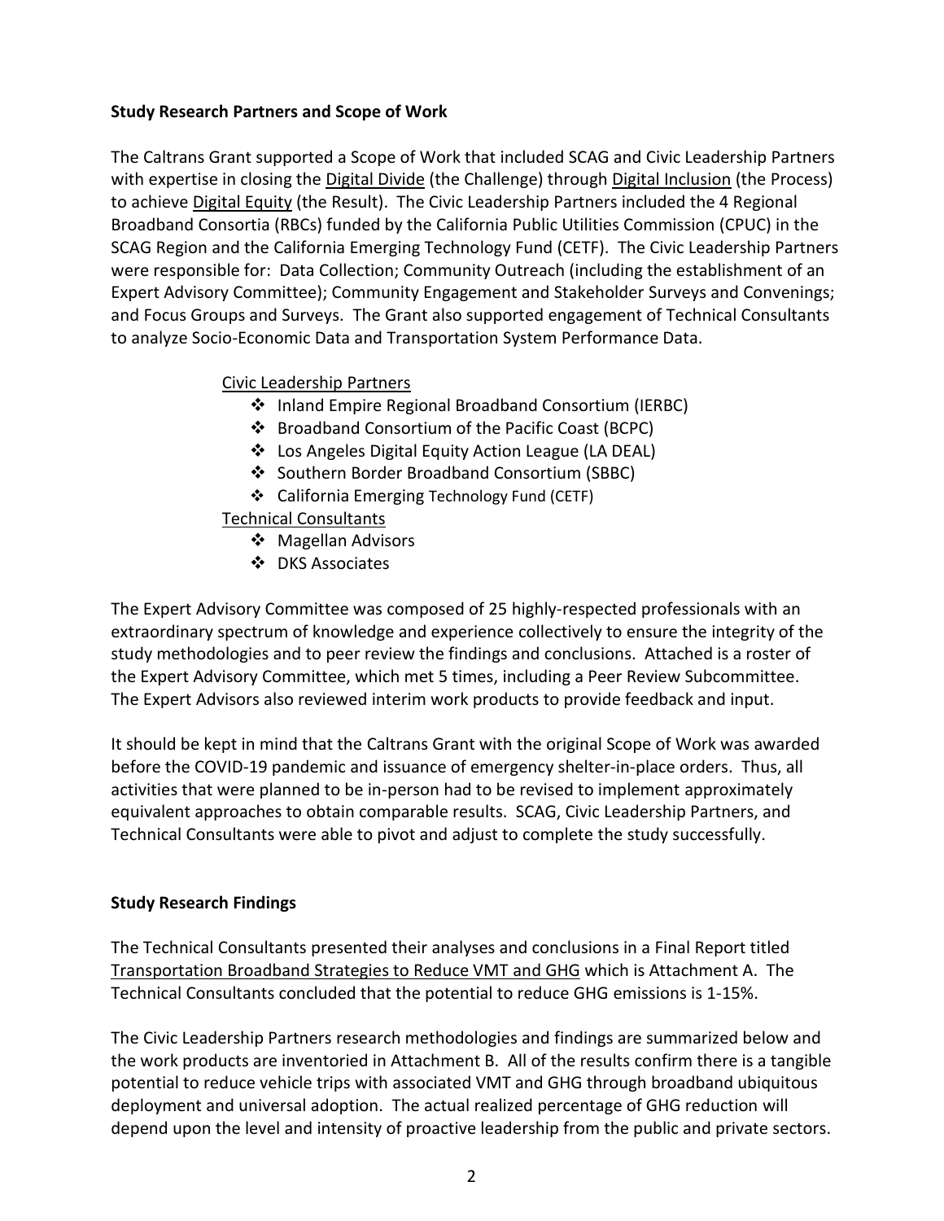**Study Research Partners and Scope of Work**

The Caltrans Grant supported a Scope of Work that included SCAG and Civic Leadership Partners with expertise in closing the Digital Divide (the Challenge) through Digital Inclusion (the Process) to achieve Digital Equity (the Result). The Civic Leadership Partners included the 4 Regional Broadband Consortia (RBCs) funded by the California Public Utilities Commission (CPUC) in the SCAG Region and the California Emerging Technology Fund (CETF). The Civic Leadership Partners were responsible for: Data Collection; Community Outreach (including the establishment of an Expert Advisory Committee); Community Engagement and Stakeholder Surveys and Convenings; and Focus Groups and Surveys. The Grant also supported engagement of Technical Consultants to analyze Socio-Economic Data and Transportation System Performance Data.

Civic Leadership Partners

- Inland Empire Regional Broadband Consortium (IERBC)
- Broadband Consortium of the Pacific Coast (BCPC)
- Los Angeles Digital Equity Action League (LA DEAL)
- Southern Border Broadband Consortium (SBBC)
- California Emerging Technology Fund (CETF)

Technical Consultants

- Magellan Advisors
- DKS Associates

The Expert Advisory Committee was composed of 25 highly-respected professionals with an extraordinary spectrum of knowledge and experience collectively to ensure the integrity of the study methodologies and to peer review the findings and conclusions. Attached is a roster of the Expert Advisory Committee, which met 5 times, including a Peer Review Subcommittee. The Expert Advisors also reviewed interim work products to provide feedback and input.

It should be kept in mind that the Caltrans Grant with the original Scope of Work was awarded before the COVID-19 pandemic and issuance of emergency shelter-in-place orders. Thus, all activities that were planned to be in-person had to be revised to implement approximately equivalent approaches to obtain comparable results. SCAG, Civic Leadership Partners, and Technical Consultants were able to pivot and adjust to complete the study successfully.

**Study Research Findings**

The Technical Consultants presented their analyses and conclusions in a Final Report titled Transportation Broadband Strategies to Reduce VMT and GHG which is Attachment A. The Technical Consultants concluded that the potential to reduce GHG emissions is 1-15%.

The Civic Leadership Partners research methodologies and findings are summarized below and the work products are inventoried in Attachment B. All of the results confirm there is a tangible potential to reduce vehicle trips with associated VMT and GHG through broadband ubiquitous deployment and universal adoption. The actual realized percentage of GHG reduction will depend upon the level and intensity of proactive leadership from the public and private sectors.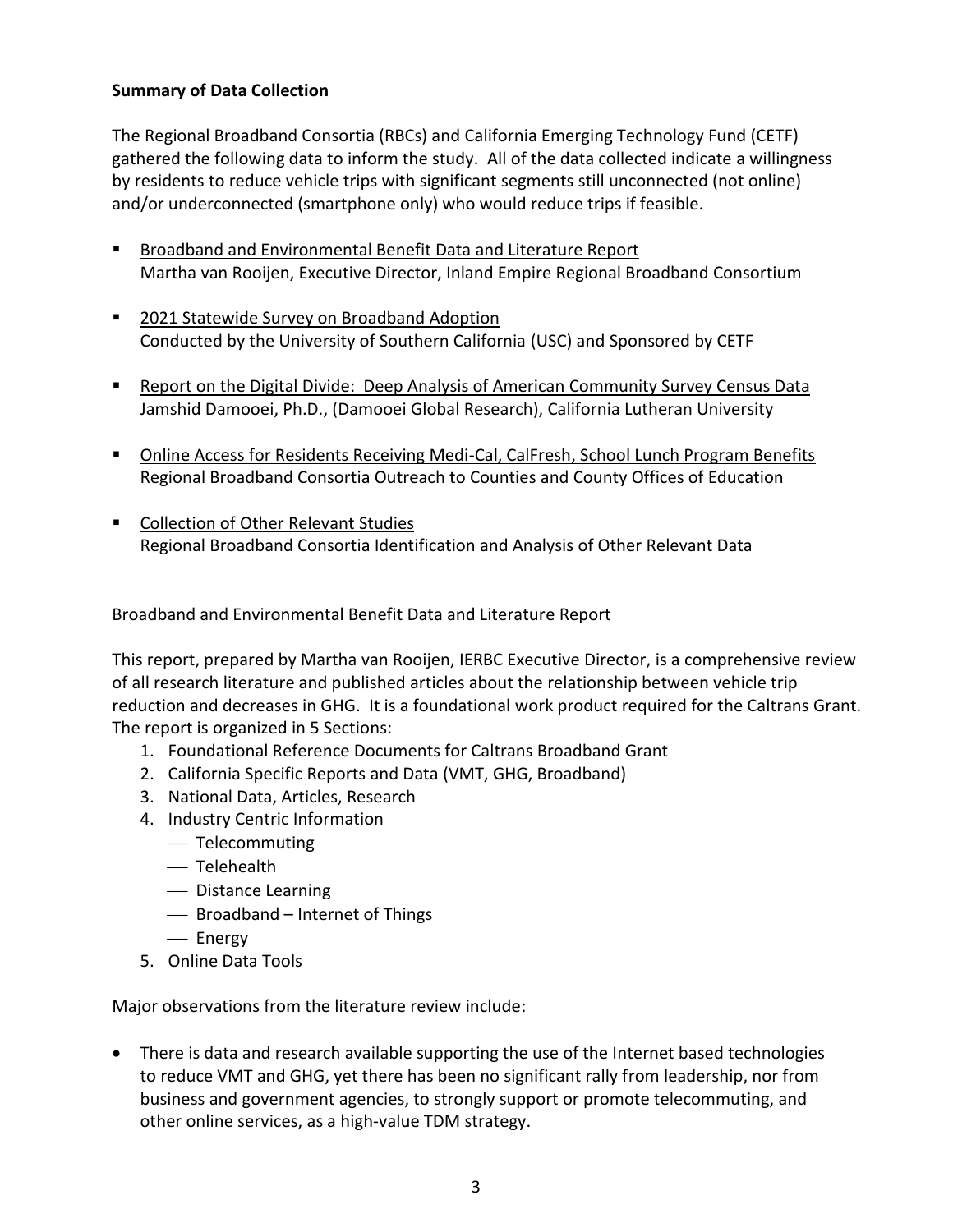**Summary of Data Collection**

The Regional Broadband Consortia (RBCs) and California Emerging Technology Fund (CETF) gathered the following data to inform the study. All of the data collected indicate a willingness by residents to reduce vehicle trips with significant segments still unconnected (not online) and/or underconnected (smartphone only) who would reduce trips if feasible.

- Broadband and Environmental Benefit Data and Literature Report
  Martha van Rooijen, Executive Director, Inland Empire Regional Broadband Consortium

- 2021 Statewide Survey on Broadband Adoption
  Conducted by the University of Southern California (USC) and Sponsored by CETF

- Report on the Digital Divide: Deep Analysis of American Community Survey Census Data
  Jamshid Damooei, Ph.D., (Damooei Global Research), California Lutheran University

- Online Access for Residents Receiving Medi-Cal, CalFresh, School Lunch Program Benefits
  Regional Broadband Consortia Outreach to Counties and County Offices of Education

- Collection of Other Relevant Studies
  Regional Broadband Consortia Identification and Analysis of Other Relevant Data

Broadband and Environmental Benefit Data and Literature Report

This report, prepared by Martha van Rooijen, IERBC Executive Director, is a comprehensive review of all research literature and published articles about the relationship between vehicle trip reduction and decreases in GHG. It is a foundational work product required for the Caltrans Grant. The report is organized in 5 Sections:

1. Foundational Reference Documents for Caltrans Broadband Grant
2. California Specific Reports and Data (VMT, GHG, Broadband)
3. National Data, Articles, Research
4. Industry Centric Information
   - Telecommuting
   - Telehealth
   - Distance Learning
   - Broadband – Internet of Things
   - Energy
5. Online Data Tools

Major observations from the literature review include:

- There is data and research available supporting the use of the Internet based technologies to reduce VMT and GHG, yet there has been no significant rally from leadership, nor from business and government agencies, to strongly support or promote telecommuting, and other online services, as a high-value TDM strategy.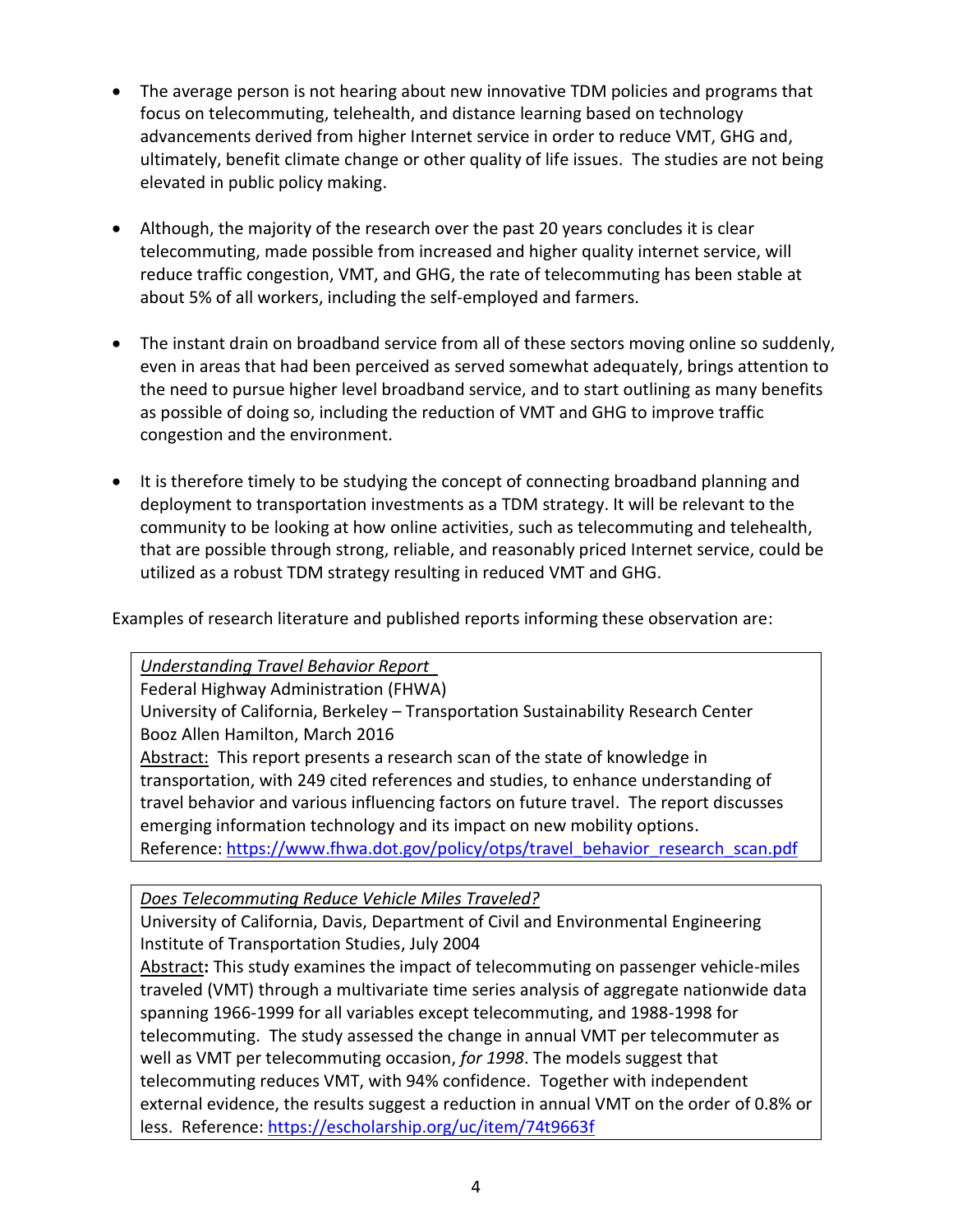- The average person is not hearing about new innovative TDM policies and programs that focus on telecommuting, telehealth, and distance learning based on technology advancements derived from higher Internet service in order to reduce VMT, GHG and, ultimately, benefit climate change or other quality of life issues. The studies are not being elevated in public policy making.

- Although, the majority of the research over the past 20 years concludes it is clear telecommuting, made possible from increased and higher quality internet service, will reduce traffic congestion, VMT, and GHG, the rate of telecommuting has been stable at about 5% of all workers, including the self-employed and farmers.

- The instant drain on broadband service from all of these sectors moving online so suddenly, even in areas that had been perceived as served somewhat adequately, brings attention to the need to pursue higher level broadband service, and to start outlining as many benefits as possible of doing so, including the reduction of VMT and GHG to improve traffic congestion and the environment.

- It is therefore timely to be studying the concept of connecting broadband planning and deployment to transportation investments as a TDM strategy. It will be relevant to the community to be looking at how online activities, such as telecommuting and telehealth, that are possible through strong, reliable, and reasonably priced Internet service, could be utilized as a robust TDM strategy resulting in reduced VMT and GHG.

Examples of research literature and published reports informing these observation are:

*Understanding Travel Behavior Report*
Federal Highway Administration (FHWA)
University of California, Berkeley – Transportation Sustainability Research Center
Booz Allen Hamilton, March 2016
Abstract: This report presents a research scan of the state of knowledge in transportation, with 249 cited references and studies, to enhance understanding of travel behavior and various influencing factors on future travel. The report discusses emerging information technology and its impact on new mobility options.
Reference: https://www.fhwa.dot.gov/policy/otps/travel_behavior_research_scan.pdf

*Does Telecommuting Reduce Vehicle Miles Traveled?*
University of California, Davis, Department of Civil and Environmental Engineering
Institute of Transportation Studies, July 2004
Abstract**:** This study examines the impact of telecommuting on passenger vehicle-miles traveled (VMT) through a multivariate time series analysis of aggregate nationwide data spanning 1966-1999 for all variables except telecommuting, and 1988-1998 for telecommuting. The study assessed the change in annual VMT per telecommuter as well as VMT per telecommuting occasion, *for 1998*. The models suggest that telecommuting reduces VMT, with 94% confidence. Together with independent external evidence, the results suggest a reduction in annual VMT on the order of 0.8% or less. Reference: https://escholarship.org/uc/item/74t9663f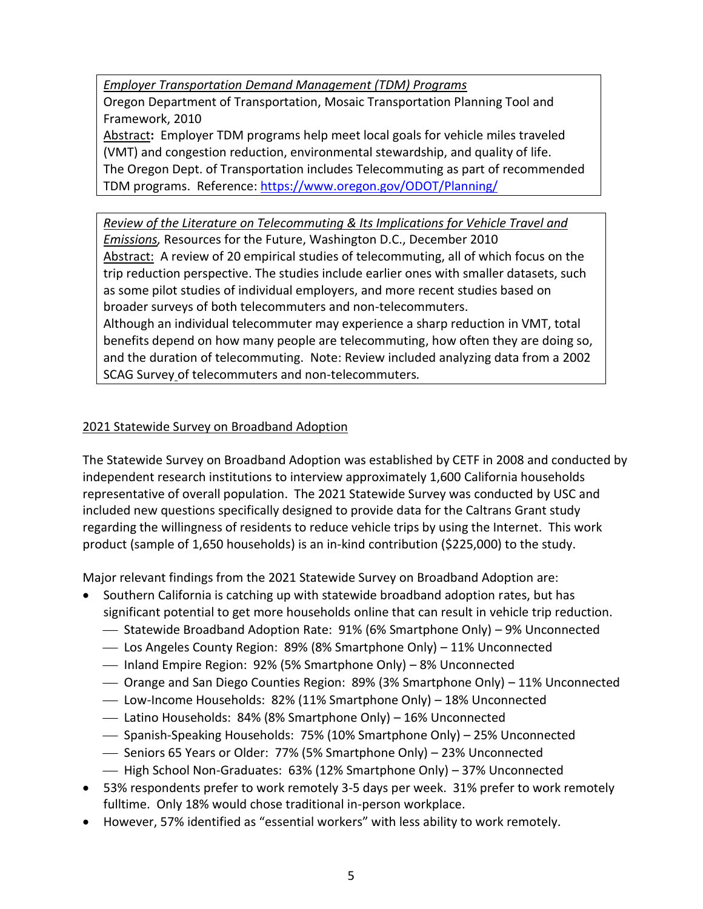*Employer Transportation Demand Management (TDM) Programs*
Oregon Department of Transportation, Mosaic Transportation Planning Tool and Framework, 2010
Abstract**:** Employer TDM programs help meet local goals for vehicle miles traveled (VMT) and congestion reduction, environmental stewardship, and quality of life. The Oregon Dept. of Transportation includes Telecommuting as part of recommended TDM programs. Reference: https://www.oregon.gov/ODOT/Planning/

*Review of the Literature on Telecommuting & Its Implications for Vehicle Travel and Emissions,* Resources for the Future, Washington D.C., December 2010
Abstract: A review of 20 empirical studies of telecommuting, all of which focus on the trip reduction perspective. The studies include earlier ones with smaller datasets, such as some pilot studies of individual employers, and more recent studies based on broader surveys of both telecommuters and non-telecommuters.
Although an individual telecommuter may experience a sharp reduction in VMT, total benefits depend on how many people are telecommuting, how often they are doing so, and the duration of telecommuting. Note: Review included analyzing data from a 2002 SCAG Survey of telecommuters and non-telecommuters*.*

## 2021 Statewide Survey on Broadband Adoption

The Statewide Survey on Broadband Adoption was established by CETF in 2008 and conducted by independent research institutions to interview approximately 1,600 California households representative of overall population. The 2021 Statewide Survey was conducted by USC and included new questions specifically designed to provide data for the Caltrans Grant study regarding the willingness of residents to reduce vehicle trips by using the Internet. This work product (sample of 1,650 households) is an in-kind contribution ($225,000) to the study.

Major relevant findings from the 2021 Statewide Survey on Broadband Adoption are:

- Southern California is catching up with statewide broadband adoption rates, but has significant potential to get more households online that can result in vehicle trip reduction.
  - Statewide Broadband Adoption Rate: 91% (6% Smartphone Only) – 9% Unconnected
  - Los Angeles County Region: 89% (8% Smartphone Only) – 11% Unconnected
  - Inland Empire Region: 92% (5% Smartphone Only) – 8% Unconnected
  - Orange and San Diego Counties Region: 89% (3% Smartphone Only) – 11% Unconnected
  - Low-Income Households: 82% (11% Smartphone Only) – 18% Unconnected
  - Latino Households: 84% (8% Smartphone Only) – 16% Unconnected
  - Spanish-Speaking Households: 75% (10% Smartphone Only) – 25% Unconnected
  - Seniors 65 Years or Older: 77% (5% Smartphone Only) – 23% Unconnected
  - High School Non-Graduates: 63% (12% Smartphone Only) – 37% Unconnected
- 53% respondents prefer to work remotely 3-5 days per week. 31% prefer to work remotely fulltime. Only 18% would chose traditional in-person workplace.
- However, 57% identified as "essential workers" with less ability to work remotely.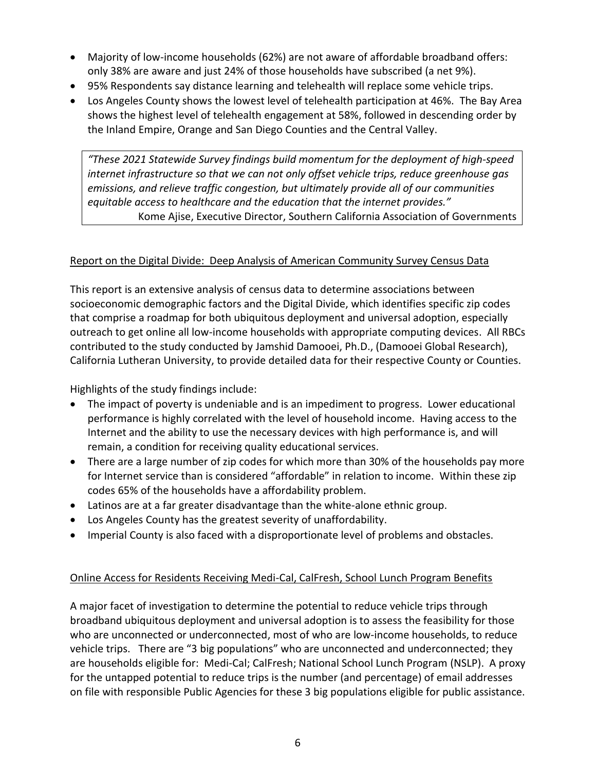- Majority of low-income households (62%) are not aware of affordable broadband offers: only 38% are aware and just 24% of those households have subscribed (a net 9%).
- 95% Respondents say distance learning and telehealth will replace some vehicle trips.
- Los Angeles County shows the lowest level of telehealth participation at 46%. The Bay Area shows the highest level of telehealth engagement at 58%, followed in descending order by the Inland Empire, Orange and San Diego Counties and the Central Valley.

> *"These 2021 Statewide Survey findings build momentum for the deployment of high-speed internet infrastructure so that we can not only offset vehicle trips, reduce greenhouse gas emissions, and relieve traffic congestion, but ultimately provide all of our communities equitable access to healthcare and the education that the internet provides."*
> Kome Ajise, Executive Director, Southern California Association of Governments

Report on the Digital Divide: Deep Analysis of American Community Survey Census Data

This report is an extensive analysis of census data to determine associations between socioeconomic demographic factors and the Digital Divide, which identifies specific zip codes that comprise a roadmap for both ubiquitous deployment and universal adoption, especially outreach to get online all low-income households with appropriate computing devices. All RBCs contributed to the study conducted by Jamshid Damooei, Ph.D., (Damooei Global Research), California Lutheran University, to provide detailed data for their respective County or Counties.

Highlights of the study findings include:

- The impact of poverty is undeniable and is an impediment to progress. Lower educational performance is highly correlated with the level of household income. Having access to the Internet and the ability to use the necessary devices with high performance is, and will remain, a condition for receiving quality educational services.
- There are a large number of zip codes for which more than 30% of the households pay more for Internet service than is considered "affordable" in relation to income. Within these zip codes 65% of the households have a affordability problem.
- Latinos are at a far greater disadvantage than the white-alone ethnic group.
- Los Angeles County has the greatest severity of unaffordability.
- Imperial County is also faced with a disproportionate level of problems and obstacles.

Online Access for Residents Receiving Medi-Cal, CalFresh, School Lunch Program Benefits

A major facet of investigation to determine the potential to reduce vehicle trips through broadband ubiquitous deployment and universal adoption is to assess the feasibility for those who are unconnected or underconnected, most of who are low-income households, to reduce vehicle trips. There are "3 big populations" who are unconnected and underconnected; they are households eligible for: Medi-Cal; CalFresh; National School Lunch Program (NSLP). A proxy for the untapped potential to reduce trips is the number (and percentage) of email addresses on file with responsible Public Agencies for these 3 big populations eligible for public assistance.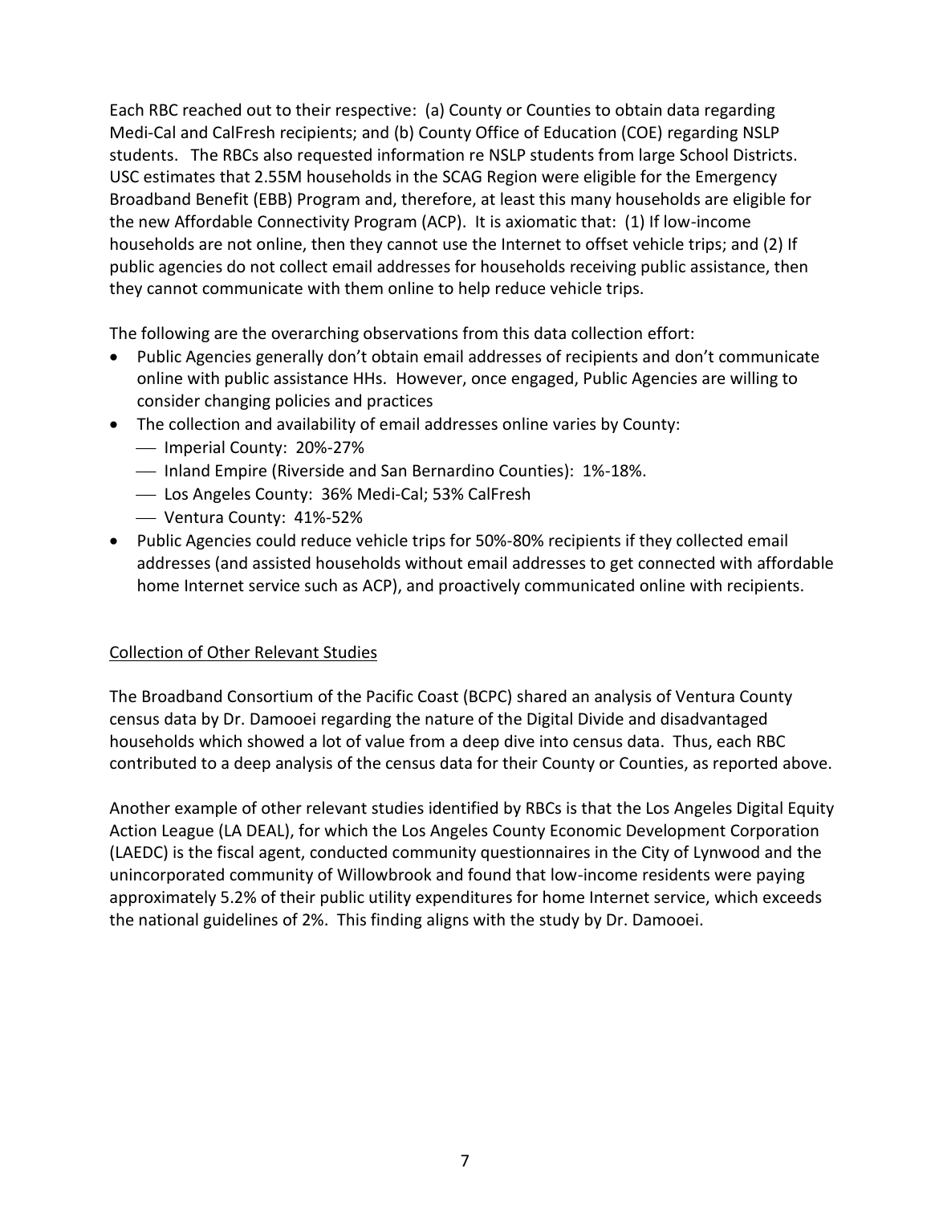Each RBC reached out to their respective: (a) County or Counties to obtain data regarding Medi-Cal and CalFresh recipients; and (b) County Office of Education (COE) regarding NSLP students. The RBCs also requested information re NSLP students from large School Districts. USC estimates that 2.55M households in the SCAG Region were eligible for the Emergency Broadband Benefit (EBB) Program and, therefore, at least this many households are eligible for the new Affordable Connectivity Program (ACP). It is axiomatic that: (1) If low-income households are not online, then they cannot use the Internet to offset vehicle trips; and (2) If public agencies do not collect email addresses for households receiving public assistance, then they cannot communicate with them online to help reduce vehicle trips.

The following are the overarching observations from this data collection effort:

- Public Agencies generally don't obtain email addresses of recipients and don't communicate online with public assistance HHs. However, once engaged, Public Agencies are willing to consider changing policies and practices
- The collection and availability of email addresses online varies by County:
  - Imperial County: 20%-27%
  - Inland Empire (Riverside and San Bernardino Counties): 1%-18%.
  - Los Angeles County: 36% Medi-Cal; 53% CalFresh
  - Ventura County: 41%-52%
- Public Agencies could reduce vehicle trips for 50%-80% recipients if they collected email addresses (and assisted households without email addresses to get connected with affordable home Internet service such as ACP), and proactively communicated online with recipients.

<u>Collection of Other Relevant Studies</u>

The Broadband Consortium of the Pacific Coast (BCPC) shared an analysis of Ventura County census data by Dr. Damooei regarding the nature of the Digital Divide and disadvantaged households which showed a lot of value from a deep dive into census data. Thus, each RBC contributed to a deep analysis of the census data for their County or Counties, as reported above.

Another example of other relevant studies identified by RBCs is that the Los Angeles Digital Equity Action League (LA DEAL), for which the Los Angeles County Economic Development Corporation (LAEDC) is the fiscal agent, conducted community questionnaires in the City of Lynwood and the unincorporated community of Willowbrook and found that low-income residents were paying approximately 5.2% of their public utility expenditures for home Internet service, which exceeds the national guidelines of 2%. This finding aligns with the study by Dr. Damooei.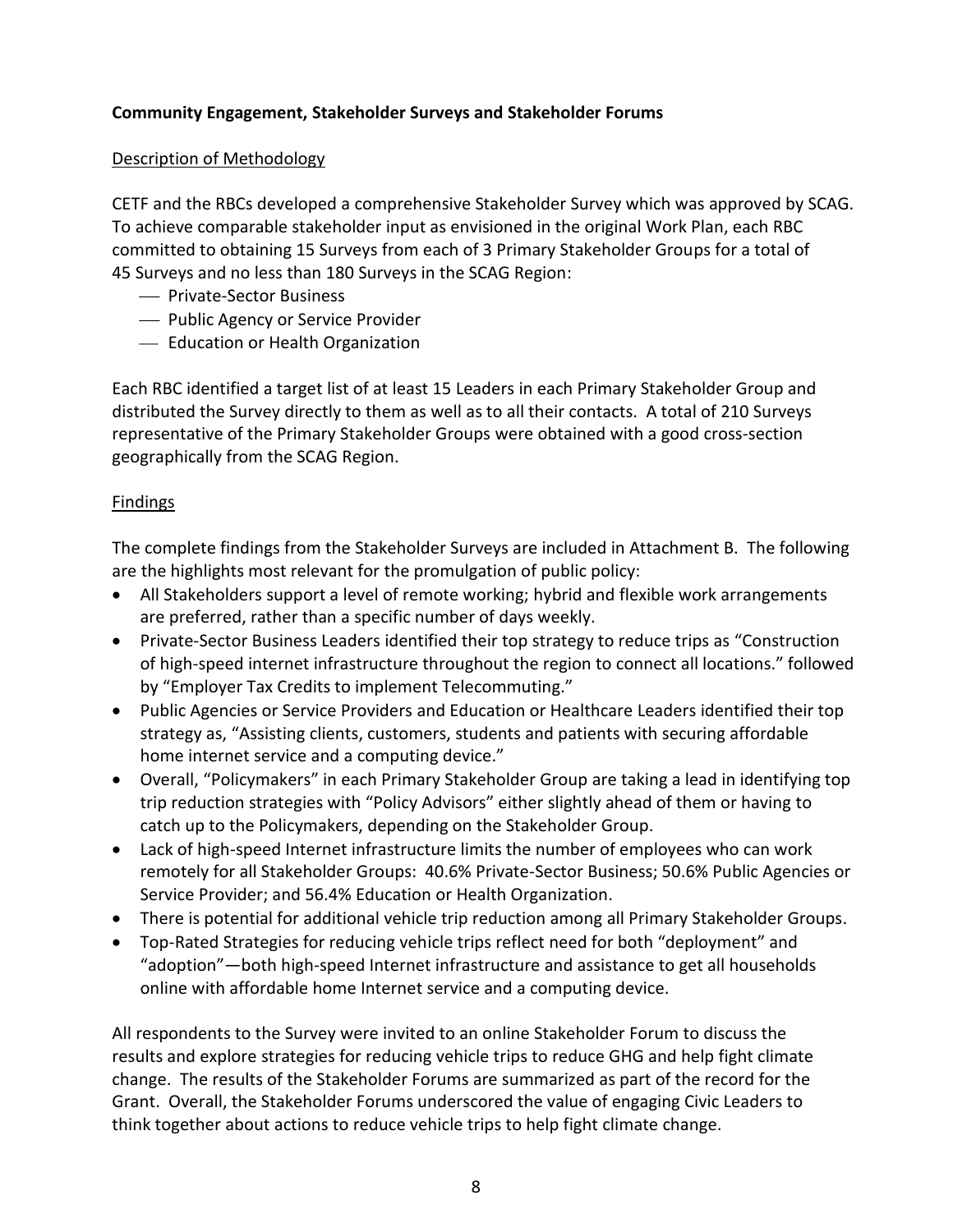**Community Engagement, Stakeholder Surveys and Stakeholder Forums**

Description of Methodology

CETF and the RBCs developed a comprehensive Stakeholder Survey which was approved by SCAG. To achieve comparable stakeholder input as envisioned in the original Work Plan, each RBC committed to obtaining 15 Surveys from each of 3 Primary Stakeholder Groups for a total of 45 Surveys and no less than 180 Surveys in the SCAG Region:

- Private-Sector Business
- Public Agency or Service Provider
- Education or Health Organization

Each RBC identified a target list of at least 15 Leaders in each Primary Stakeholder Group and distributed the Survey directly to them as well as to all their contacts. A total of 210 Surveys representative of the Primary Stakeholder Groups were obtained with a good cross-section geographically from the SCAG Region.

Findings

The complete findings from the Stakeholder Surveys are included in Attachment B. The following are the highlights most relevant for the promulgation of public policy:

- All Stakeholders support a level of remote working; hybrid and flexible work arrangements are preferred, rather than a specific number of days weekly.
- Private-Sector Business Leaders identified their top strategy to reduce trips as "Construction of high-speed internet infrastructure throughout the region to connect all locations." followed by "Employer Tax Credits to implement Telecommuting."
- Public Agencies or Service Providers and Education or Healthcare Leaders identified their top strategy as, "Assisting clients, customers, students and patients with securing affordable home internet service and a computing device."
- Overall, "Policymakers" in each Primary Stakeholder Group are taking a lead in identifying top trip reduction strategies with "Policy Advisors" either slightly ahead of them or having to catch up to the Policymakers, depending on the Stakeholder Group.
- Lack of high-speed Internet infrastructure limits the number of employees who can work remotely for all Stakeholder Groups: 40.6% Private-Sector Business; 50.6% Public Agencies or Service Provider; and 56.4% Education or Health Organization.
- There is potential for additional vehicle trip reduction among all Primary Stakeholder Groups.
- Top-Rated Strategies for reducing vehicle trips reflect need for both "deployment" and "adoption"—both high-speed Internet infrastructure and assistance to get all households online with affordable home Internet service and a computing device.

All respondents to the Survey were invited to an online Stakeholder Forum to discuss the results and explore strategies for reducing vehicle trips to reduce GHG and help fight climate change. The results of the Stakeholder Forums are summarized as part of the record for the Grant. Overall, the Stakeholder Forums underscored the value of engaging Civic Leaders to think together about actions to reduce vehicle trips to help fight climate change.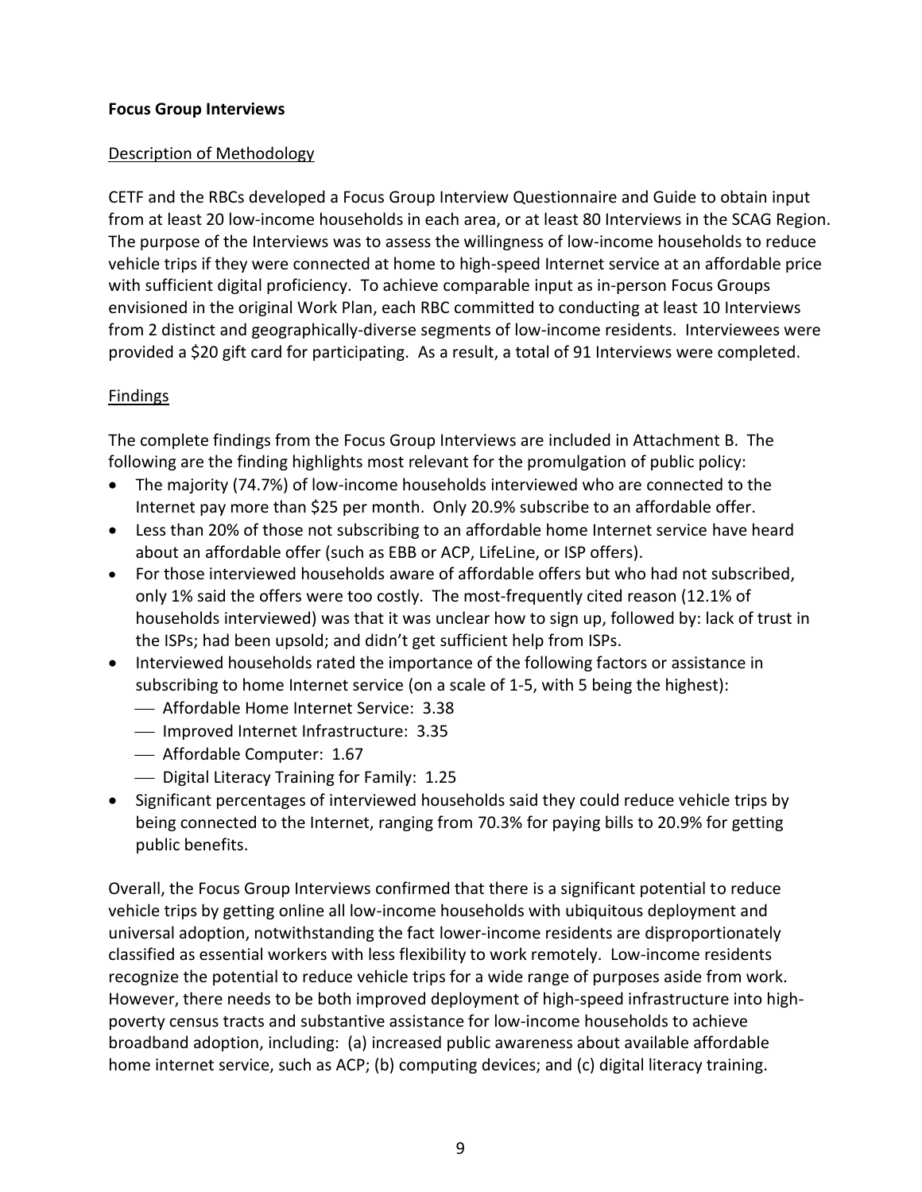**Focus Group Interviews**

Description of Methodology

CETF and the RBCs developed a Focus Group Interview Questionnaire and Guide to obtain input from at least 20 low-income households in each area, or at least 80 Interviews in the SCAG Region. The purpose of the Interviews was to assess the willingness of low-income households to reduce vehicle trips if they were connected at home to high-speed Internet service at an affordable price with sufficient digital proficiency. To achieve comparable input as in-person Focus Groups envisioned in the original Work Plan, each RBC committed to conducting at least 10 Interviews from 2 distinct and geographically-diverse segments of low-income residents. Interviewees were provided a $20 gift card for participating. As a result, a total of 91 Interviews were completed.

Findings

The complete findings from the Focus Group Interviews are included in Attachment B. The following are the finding highlights most relevant for the promulgation of public policy:

- The majority (74.7%) of low-income households interviewed who are connected to the Internet pay more than $25 per month. Only 20.9% subscribe to an affordable offer.
- Less than 20% of those not subscribing to an affordable home Internet service have heard about an affordable offer (such as EBB or ACP, LifeLine, or ISP offers).
- For those interviewed households aware of affordable offers but who had not subscribed, only 1% said the offers were too costly. The most-frequently cited reason (12.1% of households interviewed) was that it was unclear how to sign up, followed by: lack of trust in the ISPs; had been upsold; and didn't get sufficient help from ISPs.
- Interviewed households rated the importance of the following factors or assistance in subscribing to home Internet service (on a scale of 1-5, with 5 being the highest):
  - Affordable Home Internet Service: 3.38
  - Improved Internet Infrastructure: 3.35
  - Affordable Computer: 1.67
  - Digital Literacy Training for Family: 1.25
- Significant percentages of interviewed households said they could reduce vehicle trips by being connected to the Internet, ranging from 70.3% for paying bills to 20.9% for getting public benefits.

Overall, the Focus Group Interviews confirmed that there is a significant potential to reduce vehicle trips by getting online all low-income households with ubiquitous deployment and universal adoption, notwithstanding the fact lower-income residents are disproportionately classified as essential workers with less flexibility to work remotely. Low-income residents recognize the potential to reduce vehicle trips for a wide range of purposes aside from work. However, there needs to be both improved deployment of high-speed infrastructure into high-poverty census tracts and substantive assistance for low-income households to achieve broadband adoption, including: (a) increased public awareness about available affordable home internet service, such as ACP; (b) computing devices; and (c) digital literacy training.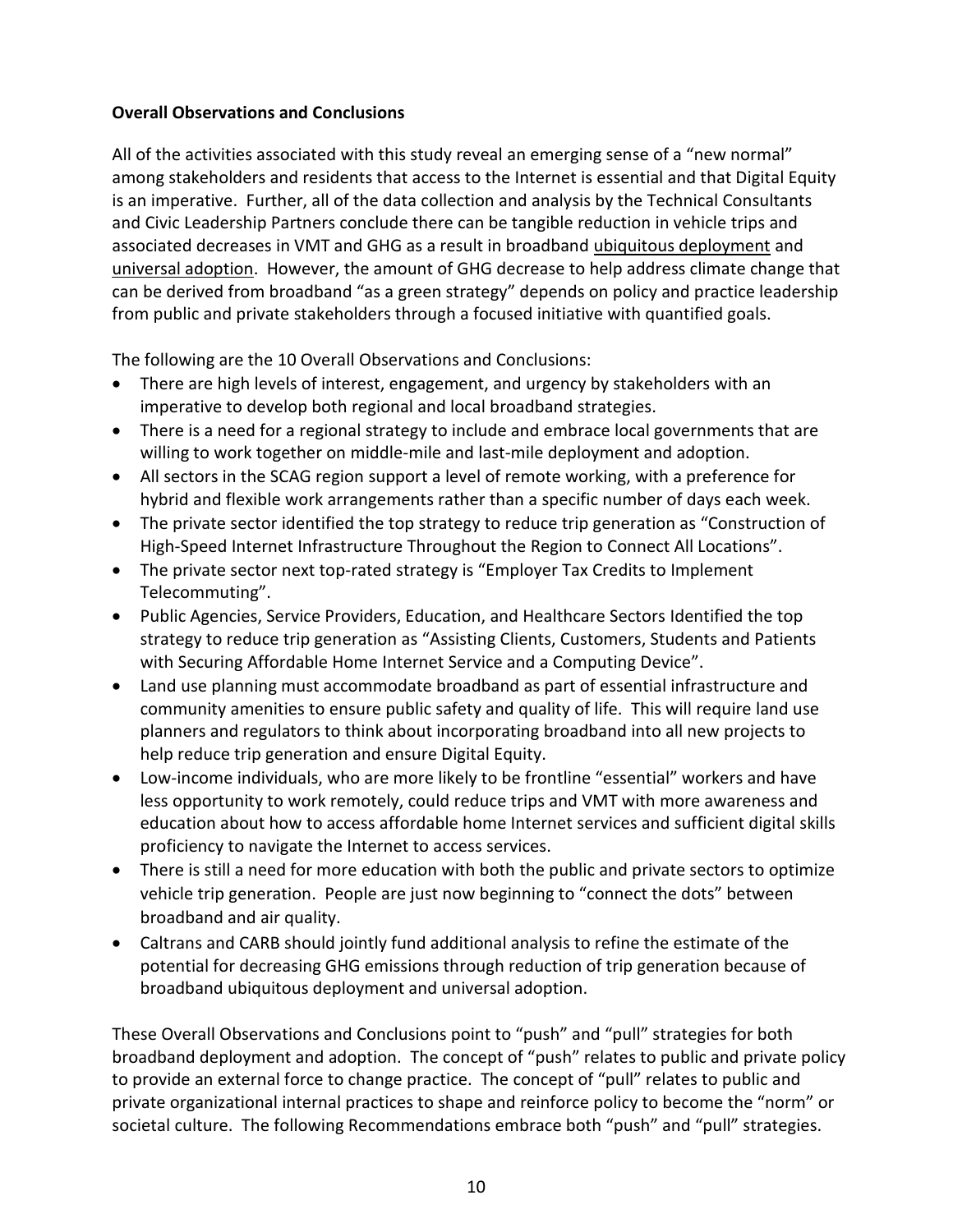**Overall Observations and Conclusions**

All of the activities associated with this study reveal an emerging sense of a "new normal" among stakeholders and residents that access to the Internet is essential and that Digital Equity is an imperative. Further, all of the data collection and analysis by the Technical Consultants and Civic Leadership Partners conclude there can be tangible reduction in vehicle trips and associated decreases in VMT and GHG as a result in broadband <u>ubiquitous deployment</u> and <u>universal adoption</u>. However, the amount of GHG decrease to help address climate change that can be derived from broadband "as a green strategy" depends on policy and practice leadership from public and private stakeholders through a focused initiative with quantified goals.

The following are the 10 Overall Observations and Conclusions:

- There are high levels of interest, engagement, and urgency by stakeholders with an imperative to develop both regional and local broadband strategies.
- There is a need for a regional strategy to include and embrace local governments that are willing to work together on middle-mile and last-mile deployment and adoption.
- All sectors in the SCAG region support a level of remote working, with a preference for hybrid and flexible work arrangements rather than a specific number of days each week.
- The private sector identified the top strategy to reduce trip generation as "Construction of High-Speed Internet Infrastructure Throughout the Region to Connect All Locations".
- The private sector next top-rated strategy is "Employer Tax Credits to Implement Telecommuting".
- Public Agencies, Service Providers, Education, and Healthcare Sectors Identified the top strategy to reduce trip generation as "Assisting Clients, Customers, Students and Patients with Securing Affordable Home Internet Service and a Computing Device".
- Land use planning must accommodate broadband as part of essential infrastructure and community amenities to ensure public safety and quality of life. This will require land use planners and regulators to think about incorporating broadband into all new projects to help reduce trip generation and ensure Digital Equity.
- Low-income individuals, who are more likely to be frontline "essential" workers and have less opportunity to work remotely, could reduce trips and VMT with more awareness and education about how to access affordable home Internet services and sufficient digital skills proficiency to navigate the Internet to access services.
- There is still a need for more education with both the public and private sectors to optimize vehicle trip generation. People are just now beginning to "connect the dots" between broadband and air quality.
- Caltrans and CARB should jointly fund additional analysis to refine the estimate of the potential for decreasing GHG emissions through reduction of trip generation because of broadband ubiquitous deployment and universal adoption.

These Overall Observations and Conclusions point to "push" and "pull" strategies for both broadband deployment and adoption. The concept of "push" relates to public and private policy to provide an external force to change practice. The concept of "pull" relates to public and private organizational internal practices to shape and reinforce policy to become the "norm" or societal culture. The following Recommendations embrace both "push" and "pull" strategies.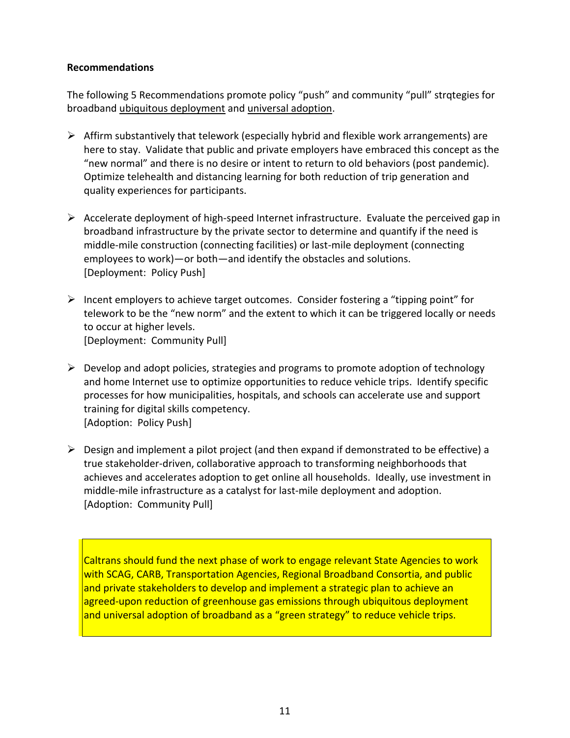**Recommendations**

The following 5 Recommendations promote policy "push" and community "pull" strqtegies for broadband ubiquitous deployment and universal adoption.

- Affirm substantively that telework (especially hybrid and flexible work arrangements) are here to stay. Validate that public and private employers have embraced this concept as the "new normal" and there is no desire or intent to return to old behaviors (post pandemic). Optimize telehealth and distancing learning for both reduction of trip generation and quality experiences for participants.

- Accelerate deployment of high-speed Internet infrastructure. Evaluate the perceived gap in broadband infrastructure by the private sector to determine and quantify if the need is middle-mile construction (connecting facilities) or last-mile deployment (connecting employees to work)—or both—and identify the obstacles and solutions.
  [Deployment: Policy Push]

- Incent employers to achieve target outcomes. Consider fostering a "tipping point" for telework to be the "new norm" and the extent to which it can be triggered locally or needs to occur at higher levels.
  [Deployment: Community Pull]

- Develop and adopt policies, strategies and programs to promote adoption of technology and home Internet use to optimize opportunities to reduce vehicle trips. Identify specific processes for how municipalities, hospitals, and schools can accelerate use and support training for digital skills competency.
  [Adoption: Policy Push]

- Design and implement a pilot project (and then expand if demonstrated to be effective) a true stakeholder-driven, collaborative approach to transforming neighborhoods that achieves and accelerates adoption to get online all households. Ideally, use investment in middle-mile infrastructure as a catalyst for last-mile deployment and adoption.
  [Adoption: Community Pull]

Caltrans should fund the next phase of work to engage relevant State Agencies to work with SCAG, CARB, Transportation Agencies, Regional Broadband Consortia, and public and private stakeholders to develop and implement a strategic plan to achieve an agreed-upon reduction of greenhouse gas emissions through ubiquitous deployment and universal adoption of broadband as a "green strategy" to reduce vehicle trips.